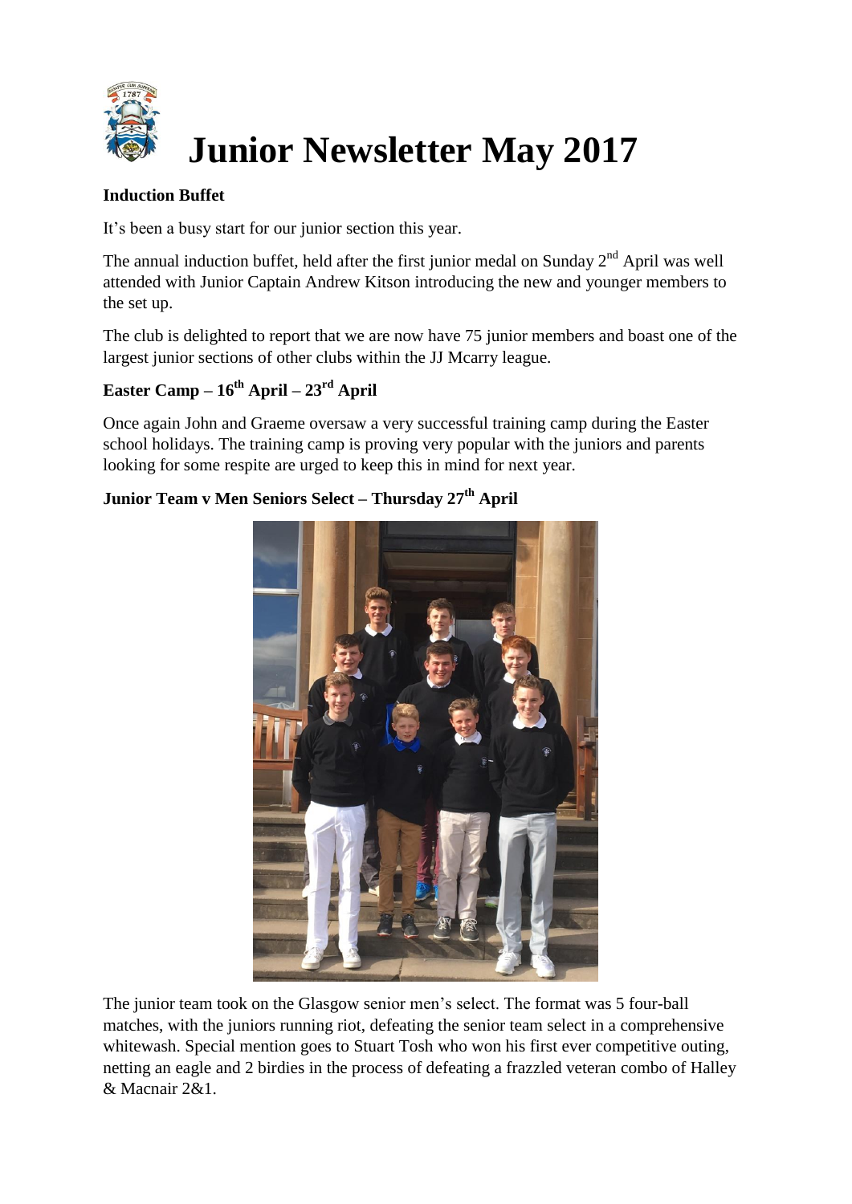# Junior Newsletter May 2017

**Induction Buffet**

It's been a busy start for our junior section this year.

The annual induction buffet, held after the first junior medal on Sunday 2nd April was well attended with Junior Captain Andrew Kitson introducing the new and younger members to the set up.

The club is delighted to report that we are now have 75 junior members and boast one of the largest junior sections of other clubs within the JJ Mcarry league.

**Easter Camp – 16th April – 23rd April**

Once again John and Graeme oversaw a very successful training camp during the Easter school holidays. The training camp is proving very popular with the juniors and parents looking for some respite are urged to keep this in mind for next year.

**Junior Team v Men Seniors Select – Thursday 27th April**

The junior team took on the Glasgow senior men's select. The format was 5 four-ball matches, with the juniors running riot, defeating the senior team select in a comprehensive whitewash. Special mention goes to Stuart Tosh who won his first ever competitive outing, netting an eagle and 2 birdies in the process of defeating a frazzled veteran combo of Halley & Macnair 2&1.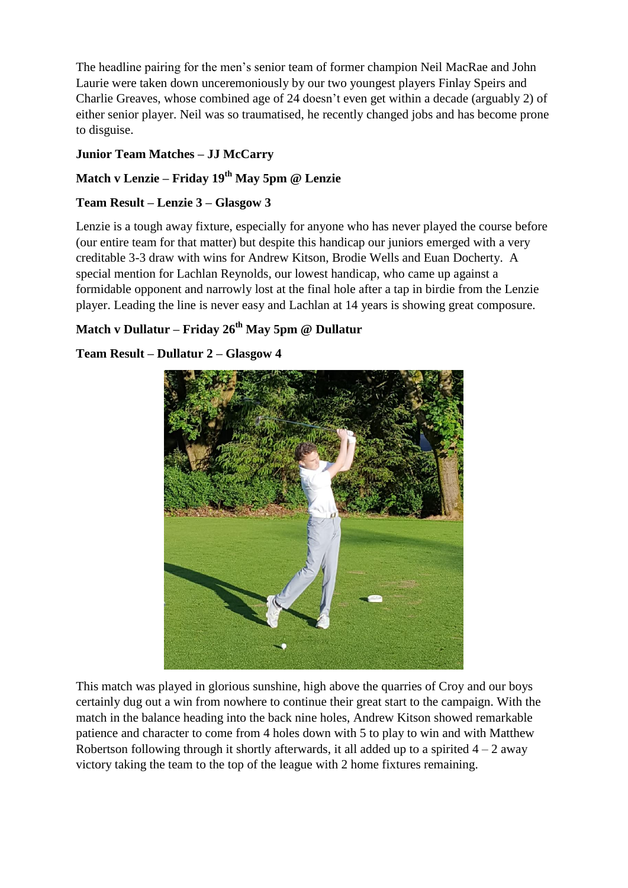The headline pairing for the men's senior team of former champion Neil MacRae and John Laurie were taken down unceremoniously by our two youngest players Finlay Speirs and Charlie Greaves, whose combined age of 24 doesn't even get within a decade (arguably 2) of either senior player. Neil was so traumatised, he recently changed jobs and has become prone to disguise.

**Junior Team Matches – JJ McCarry**

**Match v Lenzie – Friday 19th May 5pm @ Lenzie**

**Team Result – Lenzie 3 – Glasgow 3**

Lenzie is a tough away fixture, especially for anyone who has never played the course before (our entire team for that matter) but despite this handicap our juniors emerged with a very creditable 3-3 draw with wins for Andrew Kitson, Brodie Wells and Euan Docherty. A special mention for Lachlan Reynolds, our lowest handicap, who came up against a formidable opponent and narrowly lost at the final hole after a tap in birdie from the Lenzie player. Leading the line is never easy and Lachlan at 14 years is showing great composure.

**Match v Dullatur – Friday 26th May 5pm @ Dullatur**

**Team Result – Dullatur 2 – Glasgow 4**

This match was played in glorious sunshine, high above the quarries of Croy and our boys certainly dug out a win from nowhere to continue their great start to the campaign. With the match in the balance heading into the back nine holes, Andrew Kitson showed remarkable patience and character to come from 4 holes down with 5 to play to win and with Matthew Robertson following through it shortly afterwards, it all added up to a spirited 4 – 2 away victory taking the team to the top of the league with 2 home fixtures remaining.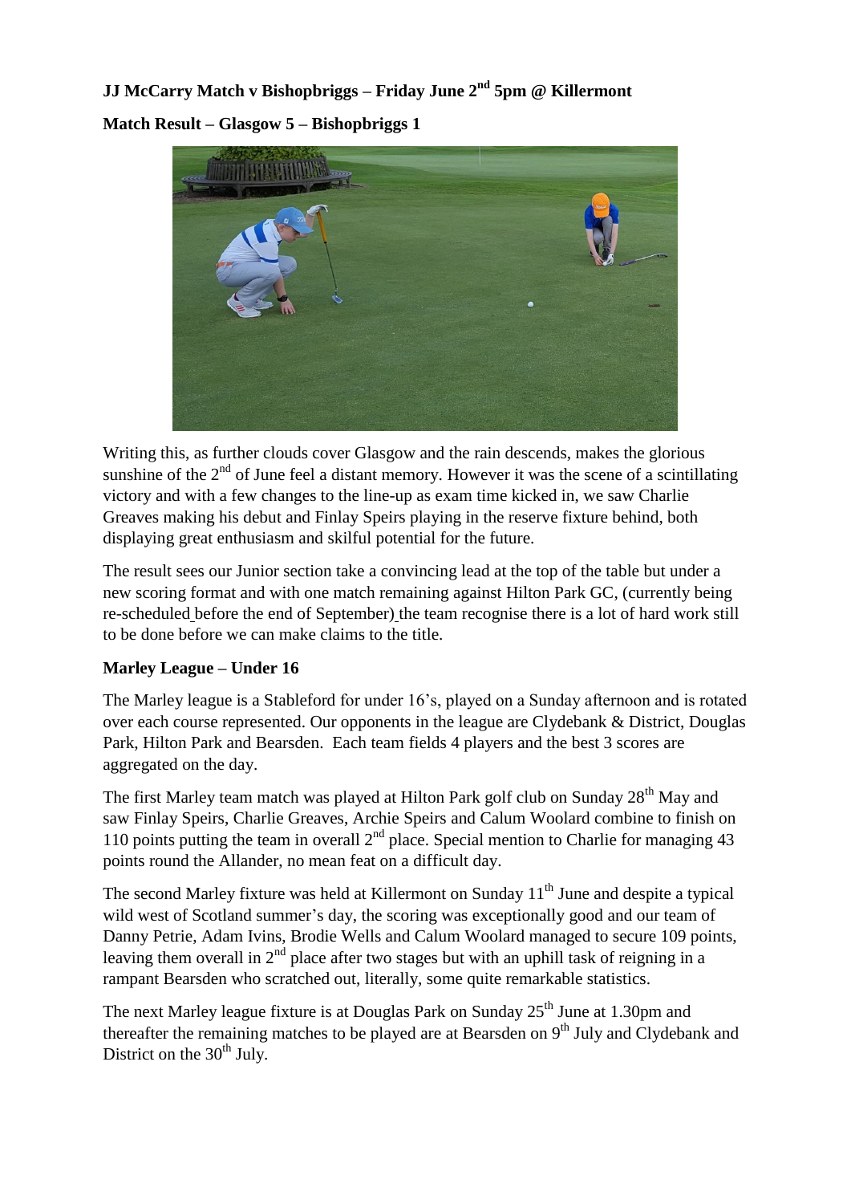**JJ McCarry Match v Bishopbriggs – Friday June 2nd 5pm @ Killermont**

**Match Result – Glasgow 5 – Bishopbriggs 1**

Writing this, as further clouds cover Glasgow and the rain descends, makes the glorious sunshine of the 2nd of June feel a distant memory. However it was the scene of a scintillating victory and with a few changes to the line-up as exam time kicked in, we saw Charlie Greaves making his debut and Finlay Speirs playing in the reserve fixture behind, both displaying great enthusiasm and skilful potential for the future.

The result sees our Junior section take a convincing lead at the top of the table but under a new scoring format and with one match remaining against Hilton Park GC, (currently being re-scheduled before the end of September) the team recognise there is a lot of hard work still to be done before we can make claims to the title.

**Marley League – Under 16**

The Marley league is a Stableford for under 16's, played on a Sunday afternoon and is rotated over each course represented. Our opponents in the league are Clydebank & District, Douglas Park, Hilton Park and Bearsden. Each team fields 4 players and the best 3 scores are aggregated on the day.

The first Marley team match was played at Hilton Park golf club on Sunday 28th May and saw Finlay Speirs, Charlie Greaves, Archie Speirs and Calum Woolard combine to finish on 110 points putting the team in overall 2nd place. Special mention to Charlie for managing 43 points round the Allander, no mean feat on a difficult day.

The second Marley fixture was held at Killermont on Sunday 11th June and despite a typical wild west of Scotland summer's day, the scoring was exceptionally good and our team of Danny Petrie, Adam Ivins, Brodie Wells and Calum Woolard managed to secure 109 points, leaving them overall in 2nd place after two stages but with an uphill task of reigning in a rampant Bearsden who scratched out, literally, some quite remarkable statistics.

The next Marley league fixture is at Douglas Park on Sunday 25th June at 1.30pm and thereafter the remaining matches to be played are at Bearsden on 9th July and Clydebank and District on the 30th July.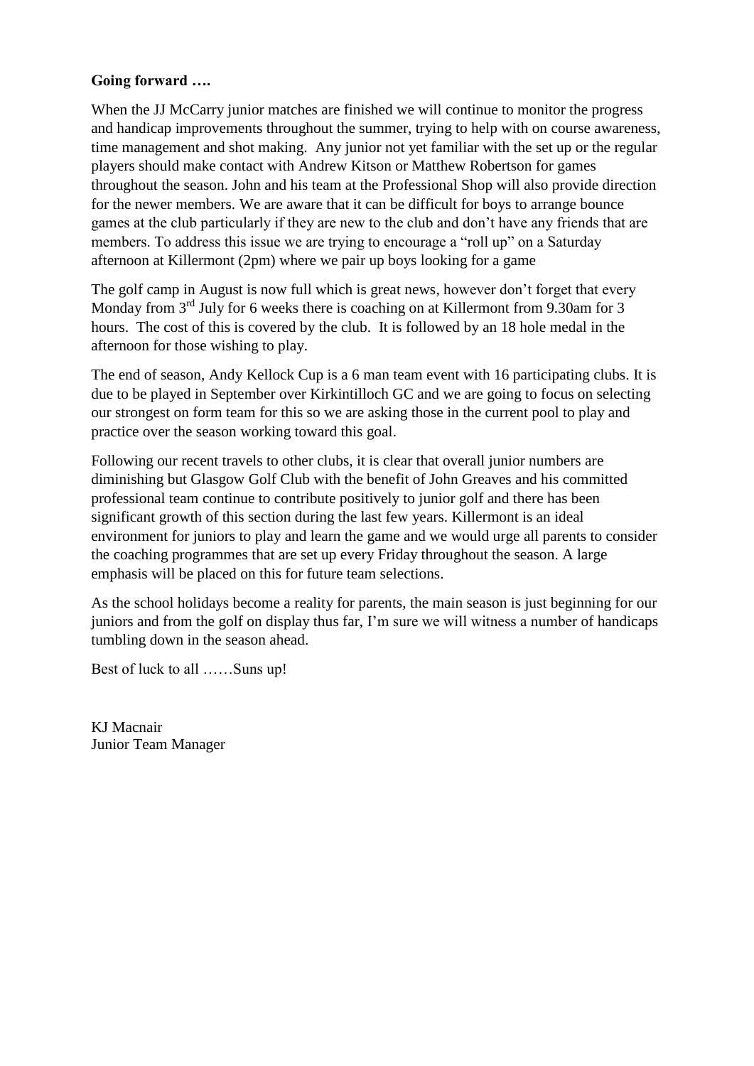**Going forward ….**

When the JJ McCarry junior matches are finished we will continue to monitor the progress and handicap improvements throughout the summer, trying to help with on course awareness, time management and shot making. Any junior not yet familiar with the set up or the regular players should make contact with Andrew Kitson or Matthew Robertson for games throughout the season. John and his team at the Professional Shop will also provide direction for the newer members. We are aware that it can be difficult for boys to arrange bounce games at the club particularly if they are new to the club and don't have any friends that are members. To address this issue we are trying to encourage a "roll up" on a Saturday afternoon at Killermont (2pm) where we pair up boys looking for a game

The golf camp in August is now full which is great news, however don't forget that every Monday from 3rd July for 6 weeks there is coaching on at Killermont from 9.30am for 3 hours. The cost of this is covered by the club. It is followed by an 18 hole medal in the afternoon for those wishing to play.

The end of season, Andy Kellock Cup is a 6 man team event with 16 participating clubs. It is due to be played in September over Kirkintilloch GC and we are going to focus on selecting our strongest on form team for this so we are asking those in the current pool to play and practice over the season working toward this goal.

Following our recent travels to other clubs, it is clear that overall junior numbers are diminishing but Glasgow Golf Club with the benefit of John Greaves and his committed professional team continue to contribute positively to junior golf and there has been significant growth of this section during the last few years. Killermont is an ideal environment for juniors to play and learn the game and we would urge all parents to consider the coaching programmes that are set up every Friday throughout the season. A large emphasis will be placed on this for future team selections.

As the school holidays become a reality for parents, the main season is just beginning for our juniors and from the golf on display thus far, I'm sure we will witness a number of handicaps tumbling down in the season ahead.

Best of luck to all ……Suns up!

KJ Macnair
Junior Team Manager